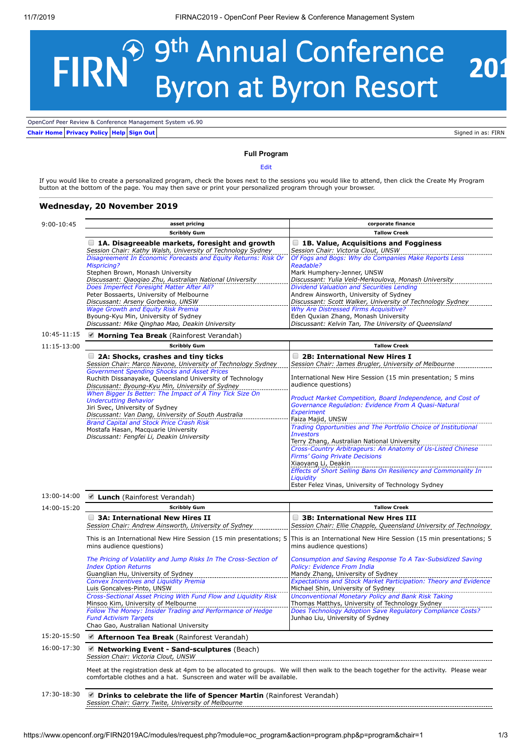# FIRN 9th Annual Conference Byron at Byron Resort 201

OpenConf Peer Review & Conference Management System v6.90

Chair Home | Privacy Policy | Help | Sign Out — Signed in as: FIRN

## Full Program

Edit

If you would like to create a personalized program, check the boxes next to the sessions you would like to attend, then click the Create My Program button at the bottom of the page. You may then save or print your personalized program through your browser.

### Wednesday, 20 November 2019

**9:00-10:45**

| asset pricing | corporate finance |
|---|---|
| **Scribbly Gum** | **Tallow Creek** |
| **1A. Disagreeable markets, foresight and growth**<br>*Session Chair: Kathy Walsh, University of Technology Sydney*<br>*Disagreement In Economic Forecasts and Equity Returns: Risk Or Mispricing?*<br>Stephen Brown, Monash University<br>*Discussant: Qiaoqiao Zhu, Australian National University*<br>*Does Imperfect Foresight Matter After All?*<br>Peter Bossaerts, University of Melbourne<br>*Discussant: Arseny Gorbenko, UNSW*<br>*Wage Growth and Equity Risk Premia*<br>Byoung-Kyu Min, University of Sydney<br>*Discussant: Mike Qinghao Mao, Deakin University* | **1B. Value, Acquisitions and Fogginess**<br>*Session Chair: Victoria Clout, UNSW*<br>*Of Fogs and Bogs: Why do Companies Make Reports Less Readable?*<br>Mark Humphery-Jenner, UNSW<br>*Discussant: Yulia Veld-Merkoulova, Monash University*<br>*Dividend Valuation and Securities Lending*<br>Andrew Ainsworth, University of Sydney<br>*Discussant: Scott Walker, University of Technology Sydney*<br>*Why Are Distressed Firms Acquisitive?*<br>Eden Quxian Zhang, Monash University<br>*Discussant: Kelvin Tan, The University of Queensland* |

**10:45-11:15** — **Morning Tea Break** (Rainforest Verandah)

**11:15-13:00**

| Scribbly Gum | Tallow Creek |
|---|---|
| **2A: Shocks, crashes and tiny ticks**<br>*Session Chair: Marco Navone, University of Technology Sydney*<br>*Government Spending Shocks and Asset Prices*<br>Ruchith Dissanayake, Queensland University of Technology<br>*Discussant: Byoung-Kyu Min, University of Sydney*<br>*When Bigger Is Better: The Impact of A Tiny Tick Size On Undercutting Behavior*<br>Jiri Svec, University of Sydney<br>*Discussant: Van Dang, University of South Australia*<br>*Brand Capital and Stock Price Crash Risk*<br>Mostafa Hasan, Macquarie University<br>*Discussant: Fengfei Li, Deakin University* | **2B: International New Hires I**<br>*Session Chair: James Brugler, University of Melbourne*<br>International New Hire Session (15 min presentation; 5 mins audience questions)<br>*Product Market Competition, Board Independence, and Cost of Governance Regulation: Evidence From A Quasi-Natural Experiment*<br>Faiza Majid, UNSW<br>*Trading Opportunities and The Portfolio Choice of Institutional Investors*<br>Terry Zhang, Australian National University<br>*Cross-Country Arbitrageurs: An Anatomy of Us-Listed Chinese Firms' Going Private Decisions*<br>Xiaoyang Li, Deakin<br>*Effects of Short Selling Bans On Resiliency and Commonality In Liquidity*<br>Ester Felez Vinas, University of Technology Sydney |

**13:00-14:00** — **Lunch** (Rainforest Verandah)

**14:00-15:20**

| Scribbly Gum | Tallow Creek |
|---|---|
| **3A: International New Hires II**<br>*Session Chair: Andrew Ainsworth, University of Sydney*<br>This is an International New Hire Session (15 min presentations; 5 mins audience questions)<br>*The Pricing of Volatility and Jump Risks In The Cross-Section of Index Option Returns*<br>Guanglian Hu, University of Sydney<br>*Convex Incentives and Liquidity Premia*<br>Luis Goncalves-Pinto, UNSW<br>*Cross-Sectional Asset Pricing With Fund Flow and Liquidity Risk*<br>Minsoo Kim, University of Melbourne<br>*Follow The Money: Insider Trading and Performance of Hedge Fund Activism Targets*<br>Chao Gao, Australian National University | **3B: International New Hres III**<br>*Session Chair: Ellie Chapple, Queensland University of Technology*<br>This is an International New Hire Session (15 min presentations; 5 mins audience questions)<br>*Consumption and Saving Response To A Tax-Subsidized Saving Policy: Evidence From India*<br>Mandy Zhang, University of Sydney<br>*Expectations and Stock Market Participation: Theory and Evidence*<br>Michael Shin, University of Sydney<br>*Unconventional Monetary Policy and Bank Risk Taking*<br>Thomas Matthys, University of Technology Sydney<br>*Does Technology Adoption Save Regulatory Compliance Costs?*<br>Junhao Liu, University of Sydney |

**15:20-15:50** — **Afternoon Tea Break** (Rainforest Verandah)

**16:00-17:30** — **Networking Event - Sand-sculptures** (Beach)
*Session Chair: Victoria Clout, UNSW*

Meet at the registration desk at 4pm to be allocated to groups. We will then walk to the beach together for the activity. Please wear comfortable clothes and a hat. Sunscreen and water will be available.

**17:30-18:30** — **Drinks to celebrate the life of Spencer Martin** (Rainforest Verandah)
*Session Chair: Garry Twite, University of Melbourne*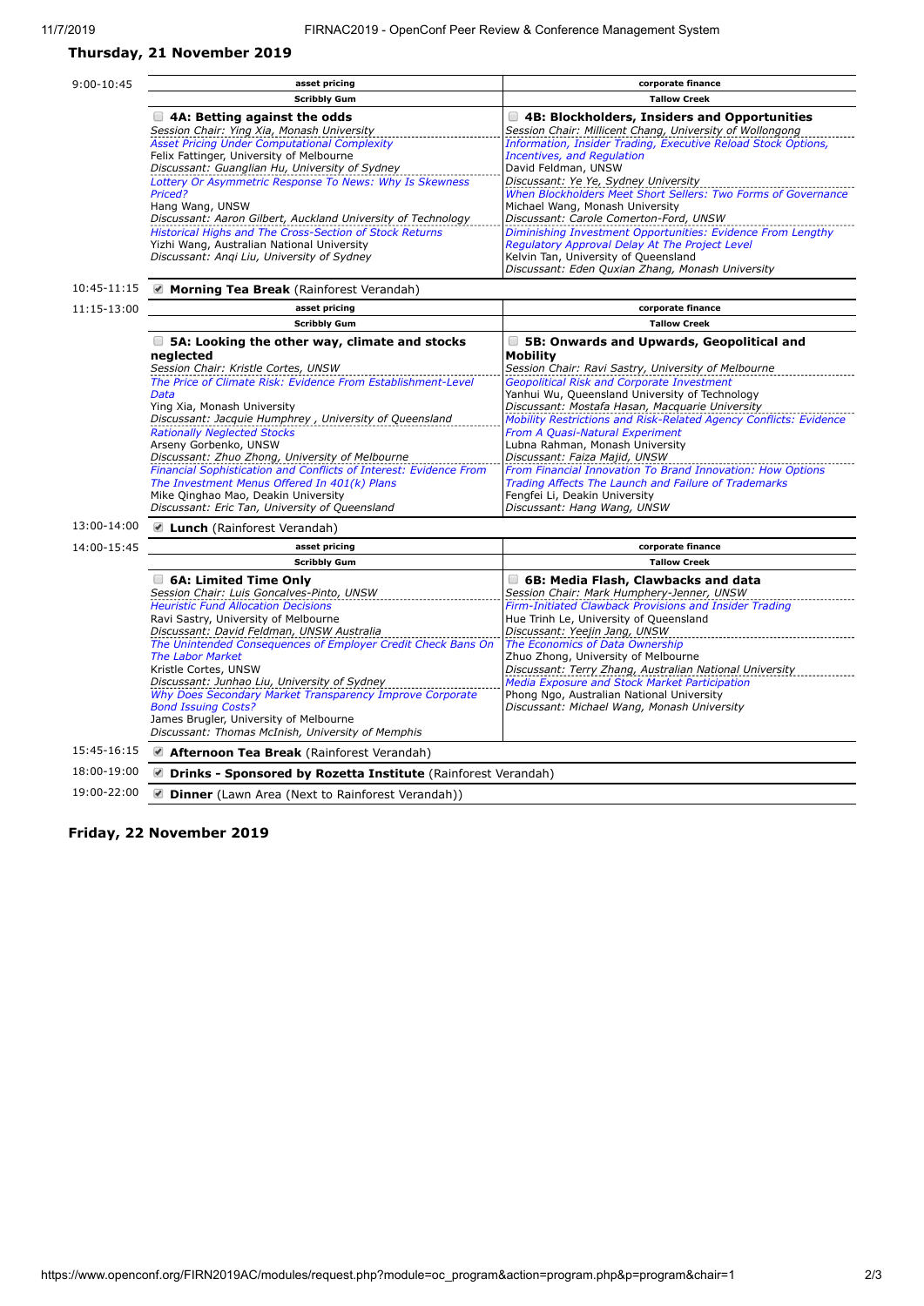## Thursday, 21 November 2019

### 9:00-10:45

| asset pricing | corporate finance |
|---|---|
| **Scribbly Gum** | **Tallow Creek** |
| **4A: Betting against the odds**<br>*Session Chair: Ying Xia, Monash University*<br>*Asset Pricing Under Computational Complexity*<br>Felix Fattinger, University of Melbourne<br>*Discussant: Guanglian Hu, University of Sydney*<br>*Lottery Or Asymmetric Response To News: Why Is Skewness Priced?*<br>Hang Wang, UNSW<br>*Discussant: Aaron Gilbert, Auckland University of Technology*<br>*Historical Highs and The Cross-Section of Stock Returns*<br>Yizhi Wang, Australian National University<br>*Discussant: Anqi Liu, University of Sydney* | **4B: Blockholders, Insiders and Opportunities**<br>*Session Chair: Millicent Chang, University of Wollongong*<br>*Information, Insider Trading, Executive Reload Stock Options, Incentives, and Regulation*<br>David Feldman, UNSW<br>*Discussant: Ye Ye, Sydney University*<br>*When Blockholders Meet Short Sellers: Two Forms of Governance*<br>Michael Wang, Monash University<br>*Discussant: Carole Comerton-Ford, UNSW*<br>*Diminishing Investment Opportunities: Evidence From Lengthy Regulatory Approval Delay At The Project Level*<br>Kelvin Tan, University of Queensland<br>*Discussant: Eden Quxian Zhang, Monash University* |

### 10:45-11:15

**Morning Tea Break** (Rainforest Verandah)

### 11:15-13:00

| asset pricing | corporate finance |
|---|---|
| **Scribbly Gum** | **Tallow Creek** |
| **5A: Looking the other way, climate and stocks neglected**<br>*Session Chair: Kristle Cortes, UNSW*<br>*The Price of Climate Risk: Evidence From Establishment-Level Data*<br>Ying Xia, Monash University<br>*Discussant: Jacquie Humphrey , University of Queensland*<br>*Rationally Neglected Stocks*<br>Arseny Gorbenko, UNSW<br>*Discussant: Zhuo Zhong, University of Melbourne*<br>*Financial Sophistication and Conflicts of Interest: Evidence From The Investment Menus Offered In 401(k) Plans*<br>Mike Qinghao Mao, Deakin University<br>*Discussant: Eric Tan, University of Queensland* | **5B: Onwards and Upwards, Geopolitical and Mobility**<br>*Session Chair: Ravi Sastry, University of Melbourne*<br>*Geopolitical Risk and Corporate Investment*<br>Yanhui Wu, Queensland University of Technology<br>*Discussant: Mostafa Hasan, Macquarie University*<br>*Mobility Restrictions and Risk-Related Agency Conflicts: Evidence From A Quasi-Natural Experiment*<br>Lubna Rahman, Monash University<br>*Discussant: Faiza Majid, UNSW*<br>*From Financial Innovation To Brand Innovation: How Options Trading Affects The Launch and Failure of Trademarks*<br>Fengfei Li, Deakin University<br>*Discussant: Hang Wang, UNSW* |

### 13:00-14:00

**Lunch** (Rainforest Verandah)

### 14:00-15:45

| asset pricing | corporate finance |
|---|---|
| **Scribbly Gum** | **Tallow Creek** |
| **6A: Limited Time Only**<br>*Session Chair: Luis Goncalves-Pinto, UNSW*<br>*Heuristic Fund Allocation Decisions*<br>Ravi Sastry, University of Melbourne<br>*Discussant: David Feldman, UNSW Australia*<br>*The Unintended Consequences of Employer Credit Check Bans On The Labor Market*<br>Kristle Cortes, UNSW<br>*Discussant: Junhao Liu, University of Sydney*<br>*Why Does Secondary Market Transparency Improve Corporate Bond Issuing Costs?*<br>James Brugler, University of Melbourne<br>*Discussant: Thomas McInish, University of Memphis* | **6B: Media Flash, Clawbacks and data**<br>*Session Chair: Mark Humphery-Jenner, UNSW*<br>*Firm-Initiated Clawback Provisions and Insider Trading*<br>Hue Trinh Le, University of Queensland<br>*Discussant: Yeejin Jang, UNSW*<br>*The Economics of Data Ownership*<br>Zhuo Zhong, University of Melbourne<br>*Discussant: Terry Zhang, Australian National University*<br>*Media Exposure and Stock Market Participation*<br>Phong Ngo, Australian National University<br>*Discussant: Michael Wang, Monash University* |

### 15:45-16:15

**Afternoon Tea Break** (Rainforest Verandah)

### 18:00-19:00

**Drinks - Sponsored by Rozetta Institute** (Rainforest Verandah)

### 19:00-22:00

**Dinner** (Lawn Area (Next to Rainforest Verandah))

## Friday, 22 November 2019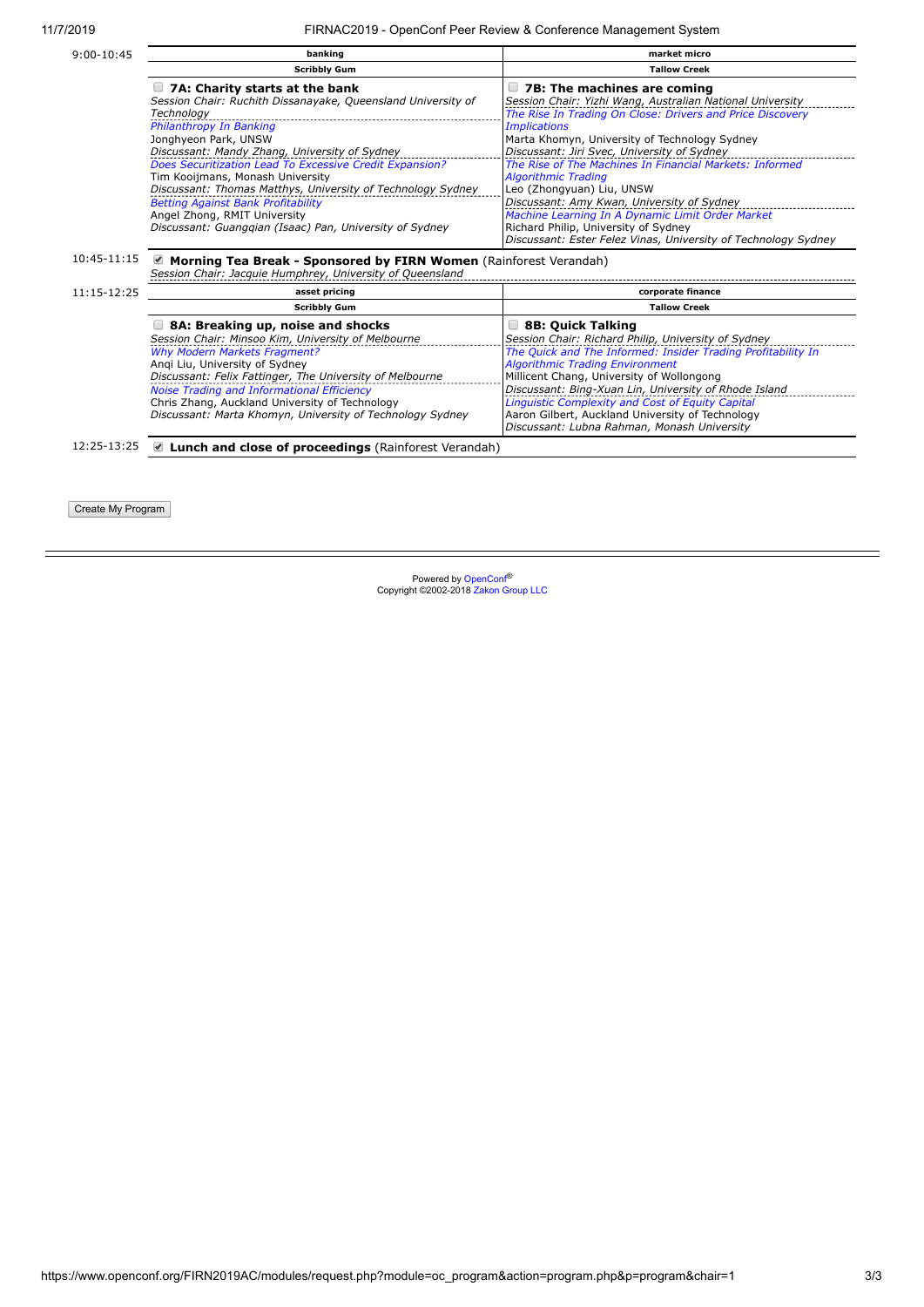**9:00-10:45**

| banking | market micro |
|---|---|
| **Scribbly Gum** | **Tallow Creek** |
| **7A: Charity starts at the bank**<br>*Session Chair: Ruchith Dissanayake, Queensland University of Technology*<br>Philanthropy In Banking<br>Jonghyeon Park, UNSW<br>*Discussant: Mandy Zhang, University of Sydney*<br>Does Securitization Lead To Excessive Credit Expansion?<br>Tim Kooijmans, Monash University<br>*Discussant: Thomas Matthys, University of Technology Sydney*<br>Betting Against Bank Profitability<br>Angel Zhong, RMIT University<br>*Discussant: Guangqian (Isaac) Pan, University of Sydney* | **7B: The machines are coming**<br>*Session Chair: Yizhi Wang, Australian National University*<br>The Rise In Trading On Close: Drivers and Price Discovery Implications<br>Marta Khomyn, University of Technology Sydney<br>*Discussant: Jiri Svec, University of Sydney*<br>The Rise of The Machines In Financial Markets: Informed Algorithmic Trading<br>Leo (Zhongyuan) Liu, UNSW<br>*Discussant: Amy Kwan, University of Sydney*<br>Machine Learning In A Dynamic Limit Order Market<br>Richard Philip, University of Sydney<br>*Discussant: Ester Felez Vinas, University of Technology Sydney* |

**10:45-11:15** **Morning Tea Break - Sponsored by FIRN Women** (Rainforest Verandah)
*Session Chair: Jacquie Humphrey, University of Queensland*

**11:15-12:25**

| asset pricing | corporate finance |
|---|---|
| **Scribbly Gum** | **Tallow Creek** |
| **8A: Breaking up, noise and shocks**<br>*Session Chair: Minsoo Kim, University of Melbourne*<br>Why Modern Markets Fragment?<br>Anqi Liu, University of Sydney<br>*Discussant: Felix Fattinger, The University of Melbourne*<br>Noise Trading and Informational Efficiency<br>Chris Zhang, Auckland University of Technology<br>*Discussant: Marta Khomyn, University of Technology Sydney* | **8B: Quick Talking**<br>*Session Chair: Richard Philip, University of Sydney*<br>The Quick and The Informed: Insider Trading Profitability In Algorithmic Trading Environment<br>Millicent Chang, University of Wollongong<br>*Discussant: Bing-Xuan Lin, University of Rhode Island*<br>Linguistic Complexity and Cost of Equity Capital<br>Aaron Gilbert, Auckland University of Technology<br>*Discussant: Lubna Rahman, Monash University* |

**12:25-13:25** **Lunch and close of proceedings** (Rainforest Verandah)

Create My Program

Powered by OpenConf®
Copyright ©2002-2018 Zakon Group LLC